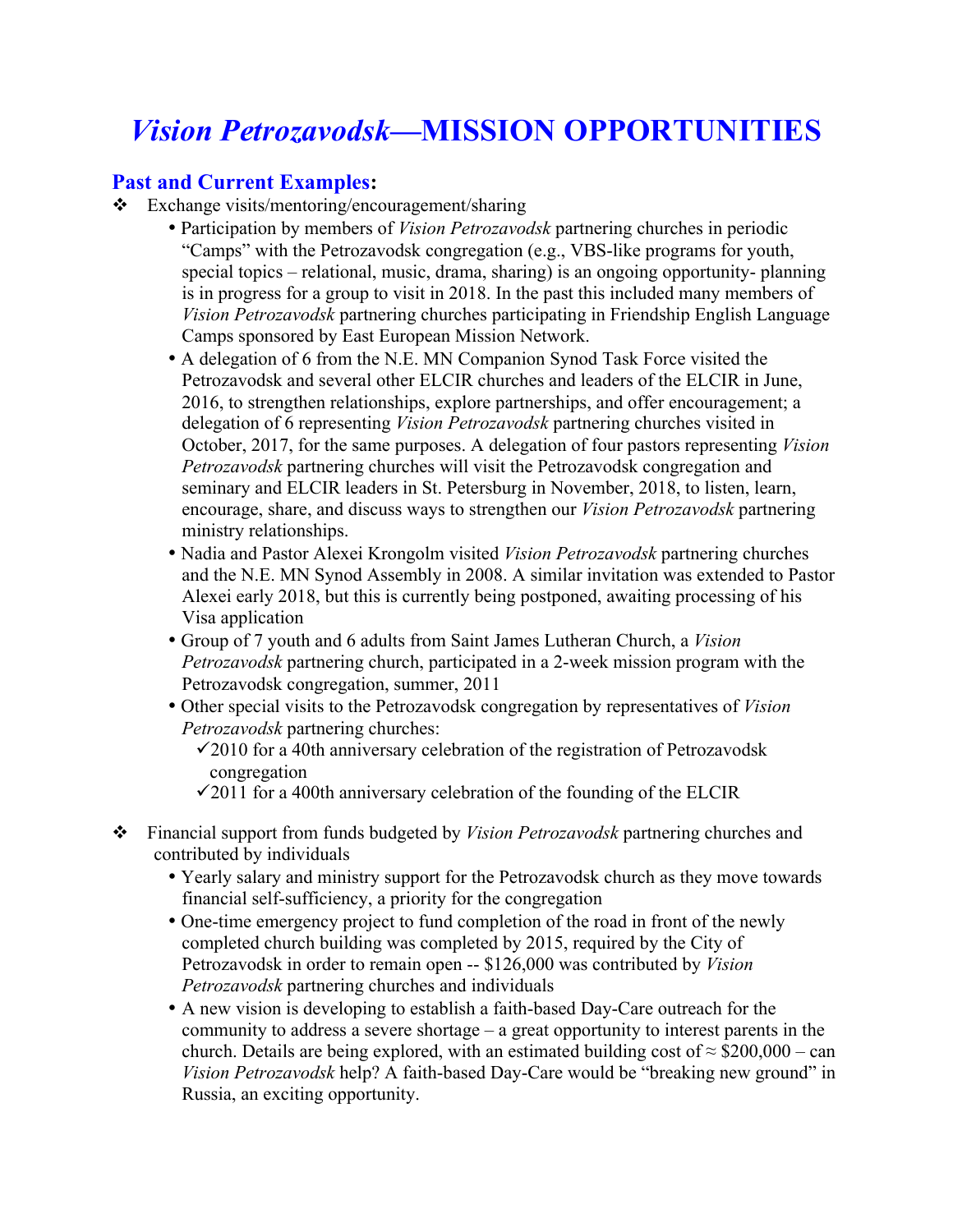# *Vision Petrozavodsk*—MISSION OPPORTUNITIES

## Past and Current Examples:

- Exchange visits/mentoring/encouragement/sharing
  - Participation by members of *Vision Petrozavodsk* partnering churches in periodic "Camps" with the Petrozavodsk congregation (e.g., VBS-like programs for youth, special topics – relational, music, drama, sharing) is an ongoing opportunity- planning is in progress for a group to visit in 2018. In the past this included many members of *Vision Petrozavodsk* partnering churches participating in Friendship English Language Camps sponsored by East European Mission Network.
  - A delegation of 6 from the N.E. MN Companion Synod Task Force visited the Petrozavodsk and several other ELCIR churches and leaders of the ELCIR in June, 2016, to strengthen relationships, explore partnerships, and offer encouragement; a delegation of 6 representing *Vision Petrozavodsk* partnering churches visited in October, 2017, for the same purposes. A delegation of four pastors representing *Vision Petrozavodsk* partnering churches will visit the Petrozavodsk congregation and seminary and ELCIR leaders in St. Petersburg in November, 2018, to listen, learn, encourage, share, and discuss ways to strengthen our *Vision Petrozavodsk* partnering ministry relationships.
  - Nadia and Pastor Alexei Krongolm visited *Vision Petrozavodsk* partnering churches and the N.E. MN Synod Assembly in 2008. A similar invitation was extended to Pastor Alexei early 2018, but this is currently being postponed, awaiting processing of his Visa application
  - Group of 7 youth and 6 adults from Saint James Lutheran Church, a *Vision Petrozavodsk* partnering church, participated in a 2-week mission program with the Petrozavodsk congregation, summer, 2011
  - Other special visits to the Petrozavodsk congregation by representatives of *Vision Petrozavodsk* partnering churches:
    - ✓2010 for a 40th anniversary celebration of the registration of Petrozavodsk congregation
    - ✓2011 for a 400th anniversary celebration of the founding of the ELCIR

- Financial support from funds budgeted by *Vision Petrozavodsk* partnering churches and contributed by individuals
  - Yearly salary and ministry support for the Petrozavodsk church as they move towards financial self-sufficiency, a priority for the congregation
  - One-time emergency project to fund completion of the road in front of the newly completed church building was completed by 2015, required by the City of Petrozavodsk in order to remain open -- $126,000 was contributed by *Vision Petrozavodsk* partnering churches and individuals
  - A new vision is developing to establish a faith-based Day-Care outreach for the community to address a severe shortage – a great opportunity to interest parents in the church. Details are being explored, with an estimated building cost of ≈ $200,000 – can *Vision Petrozavodsk* help? A faith-based Day-Care would be "breaking new ground" in Russia, an exciting opportunity.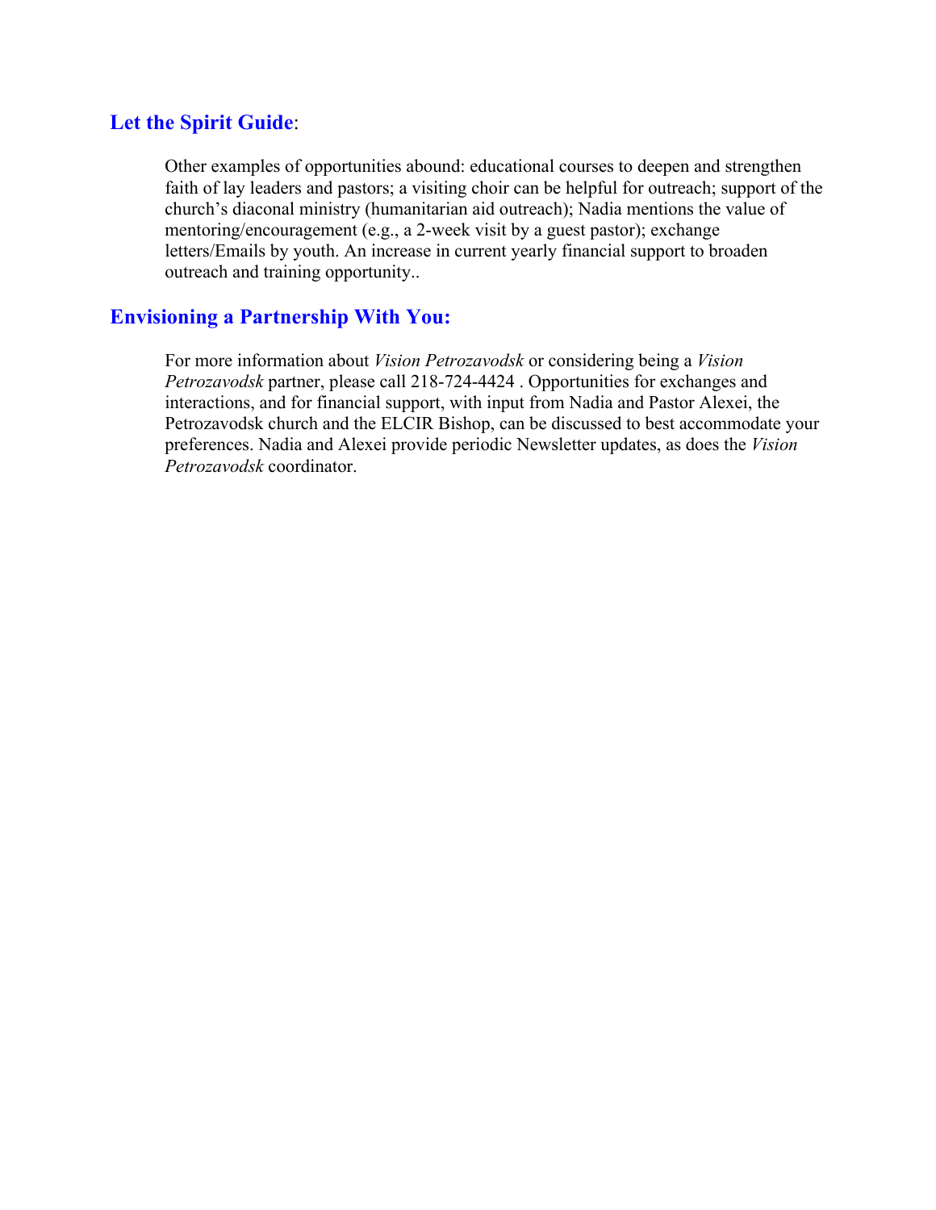## Let the Spirit Guide:

Other examples of opportunities abound: educational courses to deepen and strengthen faith of lay leaders and pastors; a visiting choir can be helpful for outreach; support of the church's diaconal ministry (humanitarian aid outreach); Nadia mentions the value of mentoring/encouragement (e.g., a 2-week visit by a guest pastor); exchange letters/Emails by youth. An increase in current yearly financial support to broaden outreach and training opportunity..

## Envisioning a Partnership With You:

For more information about *Vision Petrozavodsk* or considering being a *Vision Petrozavodsk* partner, please call 218-724-4424 . Opportunities for exchanges and interactions, and for financial support, with input from Nadia and Pastor Alexei, the Petrozavodsk church and the ELCIR Bishop, can be discussed to best accommodate your preferences. Nadia and Alexei provide periodic Newsletter updates, as does the *Vision Petrozavodsk* coordinator.